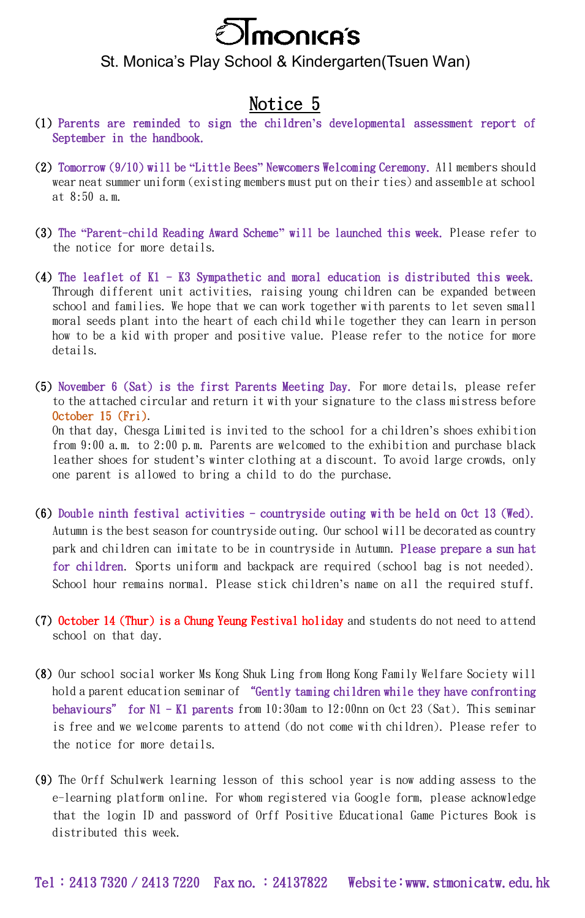# St. Monica's

St. Monica's Play School & Kindergarten(Tsuen Wan)

## Notice 5

(1) Parents are reminded to sign the children's developmental assessment report of September in the handbook.

(2) Tomorrow (9/10) will be "Little Bees" Newcomers Welcoming Ceremony. All members should wear neat summer uniform (existing members must put on their ties) and assemble at school at 8:50 a.m.

(3) The "Parent-child Reading Award Scheme" will be launched this week. Please refer to the notice for more details.

(4) The leaflet of K1 - K3 Sympathetic and moral education is distributed this week. Through different unit activities, raising young children can be expanded between school and families. We hope that we can work together with parents to let seven small moral seeds plant into the heart of each child while together they can learn in person how to be a kid with proper and positive value. Please refer to the notice for more details.

(5) November 6 (Sat) is the first Parents Meeting Day. For more details, please refer to the attached circular and return it with your signature to the class mistress before October 15 (Fri).
On that day, Chesga Limited is invited to the school for a children's shoes exhibition from 9:00 a.m. to 2:00 p.m. Parents are welcomed to the exhibition and purchase black leather shoes for student's winter clothing at a discount. To avoid large crowds, only one parent is allowed to bring a child to do the purchase.

(6) Double ninth festival activities - countryside outing with be held on Oct 13 (Wed). Autumn is the best season for countryside outing. Our school will be decorated as country park and children can imitate to be in countryside in Autumn. Please prepare a sun hat for children. Sports uniform and backpack are required (school bag is not needed). School hour remains normal. Please stick children's name on all the required stuff.

(7) October 14 (Thur) is a Chung Yeung Festival holiday and students do not need to attend school on that day.

(8) Our school social worker Ms Kong Shuk Ling from Hong Kong Family Welfare Society will hold a parent education seminar of "Gently taming children while they have confronting behaviours" for N1 - K1 parents from 10:30am to 12:00nn on Oct 23 (Sat). This seminar is free and we welcome parents to attend (do not come with children). Please refer to the notice for more details.

(9) The Orff Schulwerk learning lesson of this school year is now adding assess to the e-learning platform online. For whom registered via Google form, please acknowledge that the login ID and password of Orff Positive Educational Game Pictures Book is distributed this week.

Tel：2413 7320 / 2413 7220 Fax no. ：24137822 Website：www.stmonicatw.edu.hk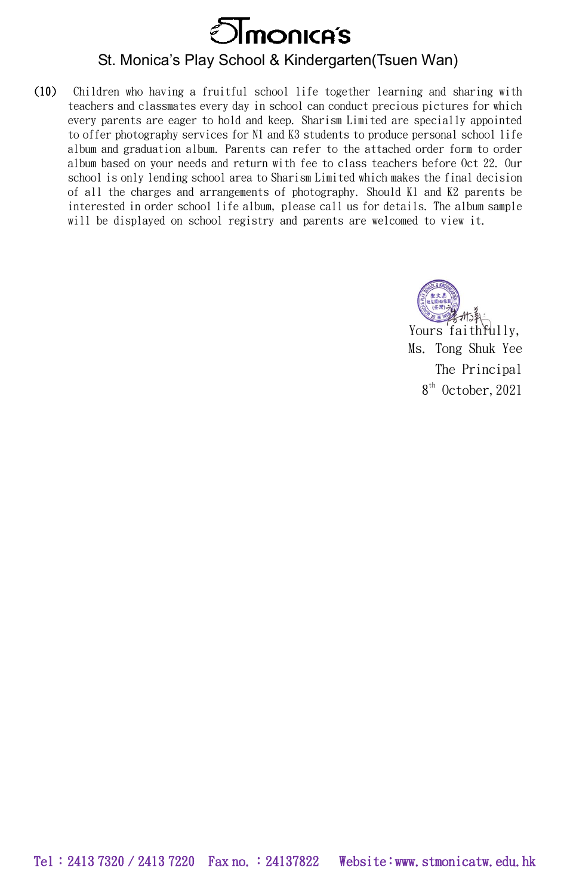(10) Children who having a fruitful school life together learning and sharing with teachers and classmates every day in school can conduct precious pictures for which every parents are eager to hold and keep. Sharism Limited are specially appointed to offer photography services for N1 and K3 students to produce personal school life album and graduation album. Parents can refer to the attached order form to order album based on your needs and return with fee to class teachers before Oct 22. Our school is only lending school area to Sharism Limited which makes the final decision of all the charges and arrangements of photography. Should K1 and K2 parents be interested in order school life album, please call us for details. The album sample will be displayed on school registry and parents are welcomed to view it.

Yours faithfully,
Ms. Tong Shuk Yee
The Principal
8th October, 2021